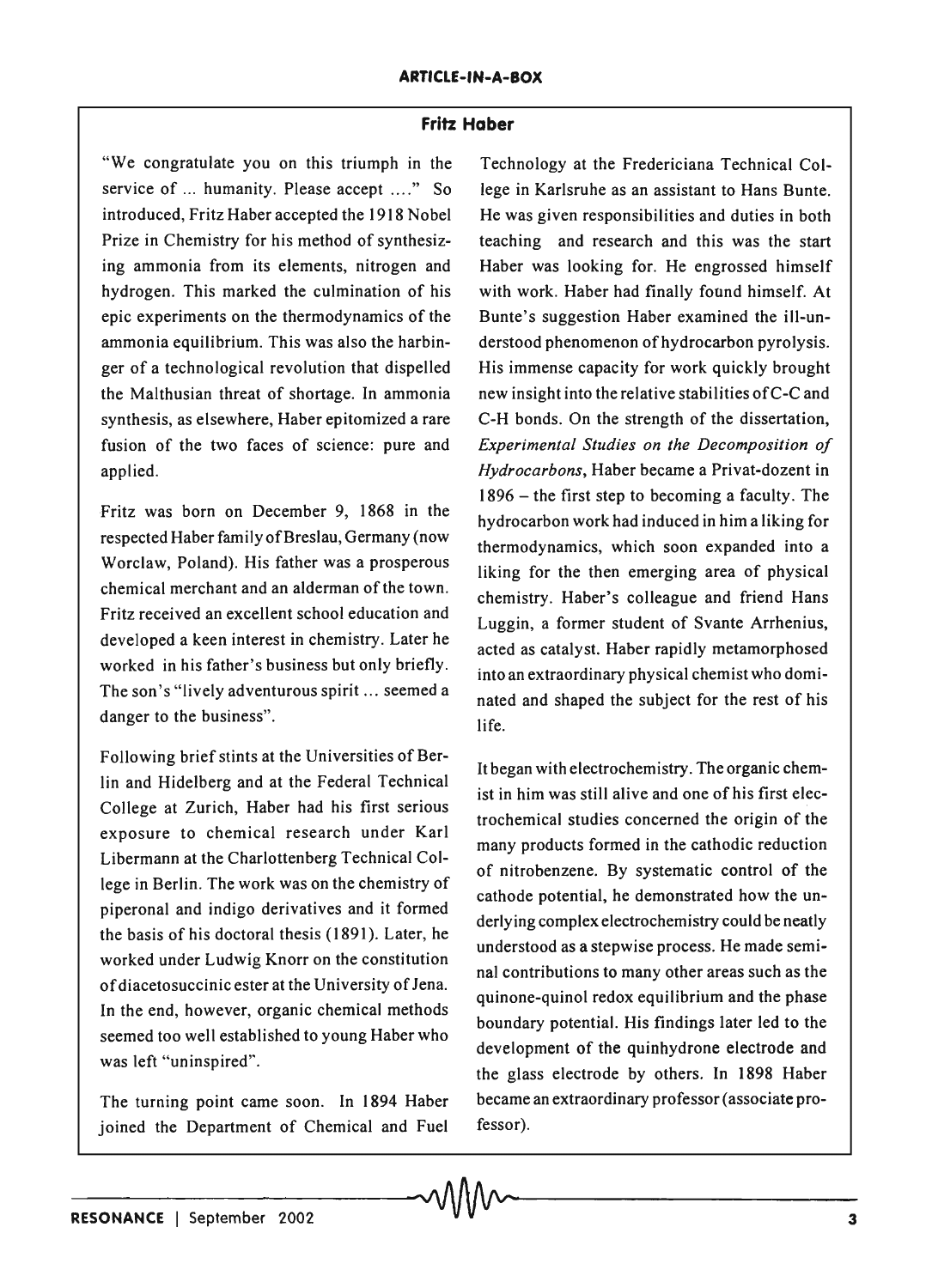## Fritz Haber

"We congratulate you on this triumph in the service of ... humanity. Please accept ...." So introduced, Fritz Haber accepted the 1918 Nobel Prize in Chemistry for his method of synthesizing ammonia from its elements, nitrogen and hydrogen. This marked the culmination of his epic experiments on the thermodynamics of the ammonia equilibrium. This was also the harbinger of a technological revolution that dispelled the Malthusian threat of shortage. In ammonia synthesis, as elsewhere, Haber epitomized a rare fusion of the two faces of science: pure and applied.

Fritz was born on December 9, 1868 in the respected Haber family of Breslau, Germany (now Worclaw, Poland). His father was a prosperous chemical merchant and an alderman of the town. Fritz received an excellent school education and developed a keen interest in chemistry. Later he worked in his father's business but only briefly. The son's "lively adventurous spirit ... seemed a danger to the business".

Following brief stints at the Universities of Berlin and Hidelberg and at the Federal Technical College at Zurich, Haber had his first serious exposure to chemical research under Karl Libermann at the Charlottenberg Technical College in Berlin. The work was on the chemistry of piperonal and indigo derivatives and it formed the basis of his doctoral thesis (1891). Later, he worked under Ludwig Knorr on the constitution of diacetosuccinic ester at the University of Jena. In the end, however, organic chemical methods seemed too well established to young Haber who was left "uninspired".

The turning point came soon. In 1894 Haber joined the Department of Chemical and Fuel Technology at the Fredericiana Technical College in Karlsruhe as an assistant to Hans Bunte. He was given responsibilities and duties in both teaching and research and this was the start Haber was looking for. He engrossed himself with work. Haber had finally found himself. At Bunte's suggestion Haber examined the ill-understood phenomenon of hydrocarbon pyrolysis. His immense capacity for work quickly brought new insight into the relative stabilities of C-C and C-H bonds. On the strength of the dissertation, *Experimental Studies on the Decomposition of Hydrocarbons*, Haber became a Privat-dozent in 1896 – the first step to becoming a faculty. The hydrocarbon work had induced in him a liking for thermodynamics, which soon expanded into a liking for the then emerging area of physical chemistry. Haber's colleague and friend Hans Luggin, a former student of Svante Arrhenius, acted as catalyst. Haber rapidly metamorphosed into an extraordinary physical chemist who dominated and shaped the subject for the rest of his life.

It began with electrochemistry. The organic chemist in him was still alive and one of his first electrochemical studies concerned the origin of the many products formed in the cathodic reduction of nitrobenzene. By systematic control of the cathode potential, he demonstrated how the underlying complex electrochemistry could be neatly understood as a stepwise process. He made seminal contributions to many other areas such as the quinone-quinol redox equilibrium and the phase boundary potential. His findings later led to the development of the quinhydrone electrode and the glass electrode by others. In 1898 Haber became an extraordinary professor (associate professor).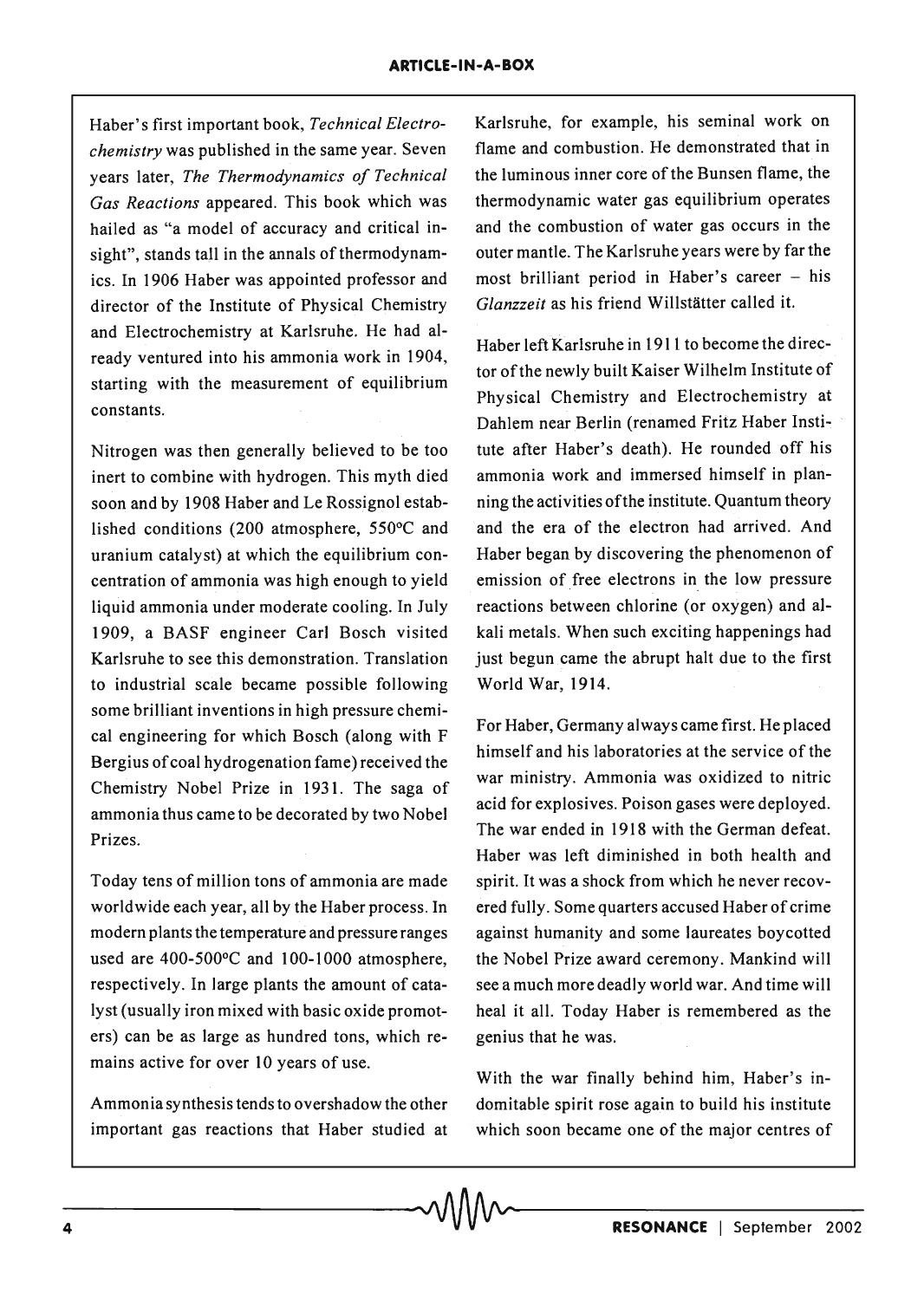Haber's first important book, *Technical Electrochemistry* was published in the same year. Seven years later, *The Thermodynamics of Technical Gas Reactions* appeared. This book which was hailed as "a model of accuracy and critical insight", stands tall in the annals of thermodynamics. In 1906 Haber was appointed professor and director of the Institute of Physical Chemistry and Electrochemistry at Karlsruhe. He had already ventured into his ammonia work in 1904, starting with the measurement of equilibrium constants.

Nitrogen was then generally believed to be too inert to combine with hydrogen. This myth died soon and by 1908 Haber and Le Rossignol established conditions (200 atmosphere, 550°C and uranium catalyst) at which the equilibrium concentration of ammonia was high enough to yield liquid ammonia under moderate cooling. In July 1909, a BASF engineer Carl Bosch visited Karlsruhe to see this demonstration. Translation to industrial scale became possible following some brilliant inventions in high pressure chemical engineering for which Bosch (along with F Bergius of coal hydrogenation fame) received the Chemistry Nobel Prize in 1931. The saga of ammonia thus came to be decorated by two Nobel Prizes.

Today tens of million tons of ammonia are made worldwide each year, all by the Haber process. In modern plants the temperature and pressure ranges used are 400-500°C and 100-1000 atmosphere, respectively. In large plants the amount of catalyst (usually iron mixed with basic oxide promoters) can be as large as hundred tons, which remains active for over 10 years of use.

Ammonia synthesis tends to overshadow the other important gas reactions that Haber studied at Karlsruhe, for example, his seminal work on flame and combustion. He demonstrated that in the luminous inner core of the Bunsen flame, the thermodynamic water gas equilibrium operates and the combustion of water gas occurs in the outer mantle. The Karlsruhe years were by far the most brilliant period in Haber's career – his *Glanzzeit* as his friend Willstätter called it.

Haber left Karlsruhe in 1911 to become the director of the newly built Kaiser Wilhelm Institute of Physical Chemistry and Electrochemistry at Dahlem near Berlin (renamed Fritz Haber Institute after Haber's death). He rounded off his ammonia work and immersed himself in planning the activities of the institute. Quantum theory and the era of the electron had arrived. And Haber began by discovering the phenomenon of emission of free electrons in the low pressure reactions between chlorine (or oxygen) and alkali metals. When such exciting happenings had just begun came the abrupt halt due to the first World War, 1914.

For Haber, Germany always came first. He placed himself and his laboratories at the service of the war ministry. Ammonia was oxidized to nitric acid for explosives. Poison gases were deployed. The war ended in 1918 with the German defeat. Haber was left diminished in both health and spirit. It was a shock from which he never recovered fully. Some quarters accused Haber of crime against humanity and some laureates boycotted the Nobel Prize award ceremony. Mankind will see a much more deadly world war. And time will heal it all. Today Haber is remembered as the genius that he was.

With the war finally behind him, Haber's indomitable spirit rose again to build his institute which soon became one of the major centres of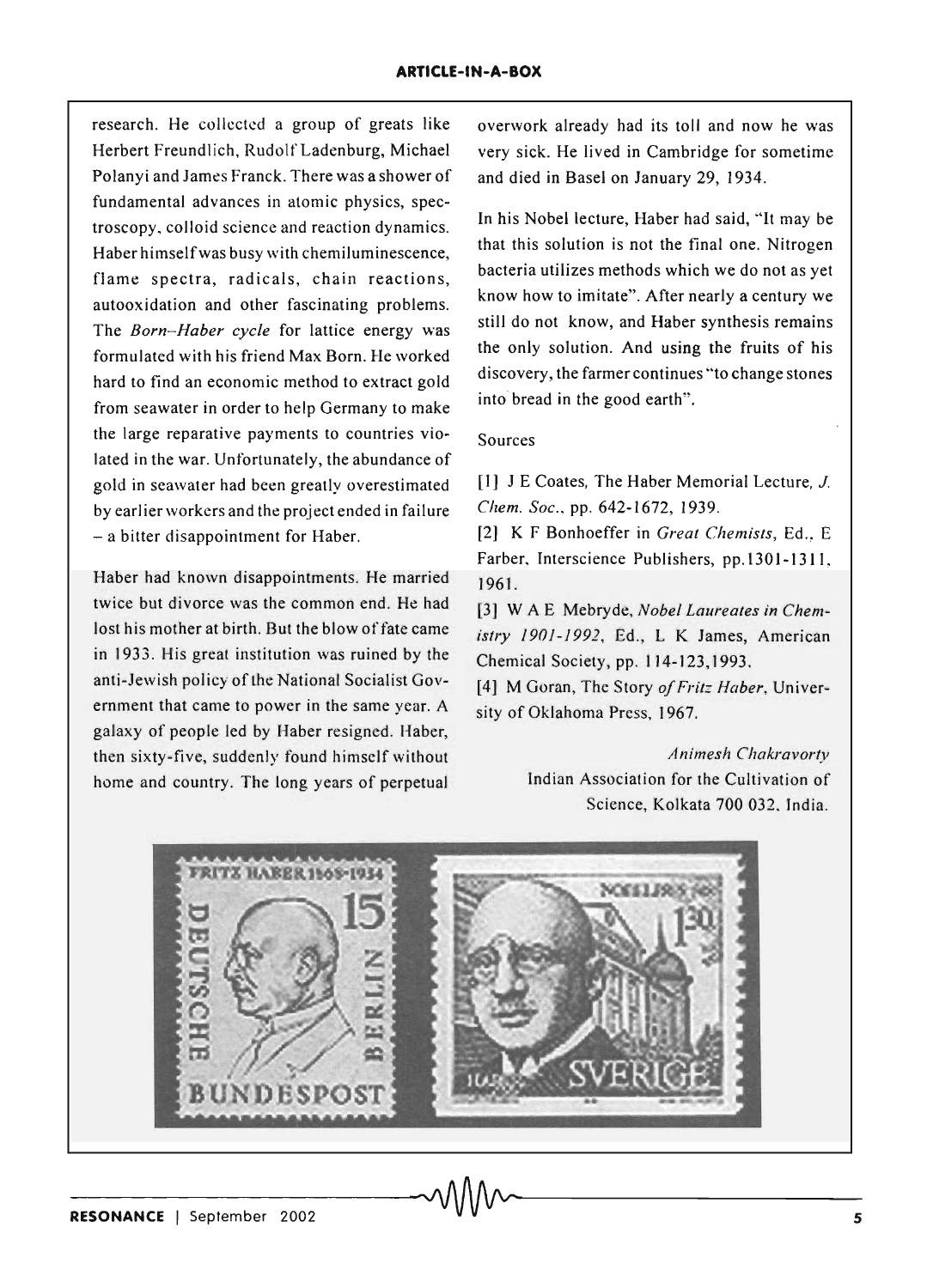research. He collected a group of greats like Herbert Freundlich, Rudolf Ladenburg, Michael Polanyi and James Franck. There was a shower of fundamental advances in atomic physics, spectroscopy, colloid science and reaction dynamics. Haber himself was busy with chemiluminescence, flame spectra, radicals, chain reactions, autooxidation and other fascinating problems. The *Born–Haber cycle* for lattice energy was formulated with his friend Max Born. He worked hard to find an economic method to extract gold from seawater in order to help Germany to make the large reparative payments to countries violated in the war. Unfortunately, the abundance of gold in seawater had been greatly overestimated by earlier workers and the project ended in failure – a bitter disappointment for Haber.

Haber had known disappointments. He married twice but divorce was the common end. He had lost his mother at birth. But the blow of fate came in 1933. His great institution was ruined by the anti-Jewish policy of the National Socialist Government that came to power in the same year. A galaxy of people led by Haber resigned. Haber, then sixty-five, suddenly found himself without home and country. The long years of perpetual overwork already had its toll and now he was very sick. He lived in Cambridge for sometime and died in Basel on January 29, 1934.

In his Nobel lecture, Haber had said, "It may be that this solution is not the final one. Nitrogen bacteria utilizes methods which we do not as yet know how to imitate". After nearly a century we still do not know, and Haber synthesis remains the only solution. And using the fruits of his discovery, the farmer continues "to change stones into bread in the good earth".

Sources

[1] J E Coates, The Haber Memorial Lecture, *J. Chem. Soc.*, pp. 642-1672, 1939.

[2] K F Bonhoeffer in *Great Chemists*, Ed., E Farber, Interscience Publishers, pp.1301-1311, 1961.

[3] W A E Mebryde, *Nobel Laureates in Chemistry 1901-1992*, Ed., L K James, American Chemical Society, pp. 114-123,1993.

[4] M Goran, The Story *of Fritz Haber*, University of Oklahoma Press, 1967.

*Animesh Chakravorty*
Indian Association for the Cultivation of Science, Kolkata 700 032, India.